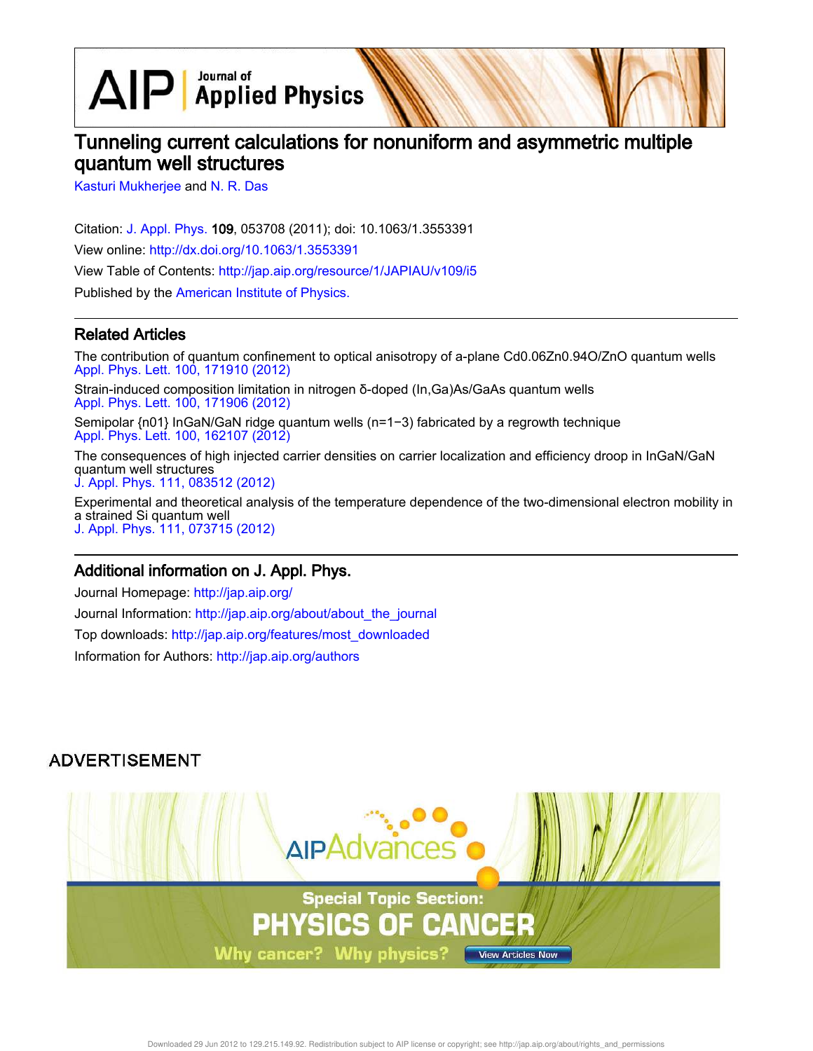# Tunneling current calculations for nonuniform and asymmetric multiple quantum well structures

Kasturi Mukherjee and N. R. Das

Citation: J. Appl. Phys. **109**, 053708 (2011); doi: 10.1063/1.3553391
View online: http://dx.doi.org/10.1063/1.3553391
View Table of Contents: http://jap.aip.org/resource/1/JAPIAU/v109/i5
Published by the American Institute of Physics.

## Related Articles

The contribution of quantum confinement to optical anisotropy of a-plane Cd0.06Zn0.94O/ZnO quantum wells
Appl. Phys. Lett. 100, 171910 (2012)

Strain-induced composition limitation in nitrogen δ-doped (In,Ga)As/GaAs quantum wells
Appl. Phys. Lett. 100, 171906 (2012)

Semipolar {n01} InGaN/GaN ridge quantum wells (n=1−3) fabricated by a regrowth technique
Appl. Phys. Lett. 100, 162107 (2012)

The consequences of high injected carrier densities on carrier localization and efficiency droop in InGaN/GaN quantum well structures
J. Appl. Phys. 111, 083512 (2012)

Experimental and theoretical analysis of the temperature dependence of the two-dimensional electron mobility in a strained Si quantum well
J. Appl. Phys. 111, 073715 (2012)

## Additional information on J. Appl. Phys.

Journal Homepage: http://jap.aip.org/
Journal Information: http://jap.aip.org/about/about_the_journal
Top downloads: http://jap.aip.org/features/most_downloaded
Information for Authors: http://jap.aip.org/authors

ADVERTISEMENT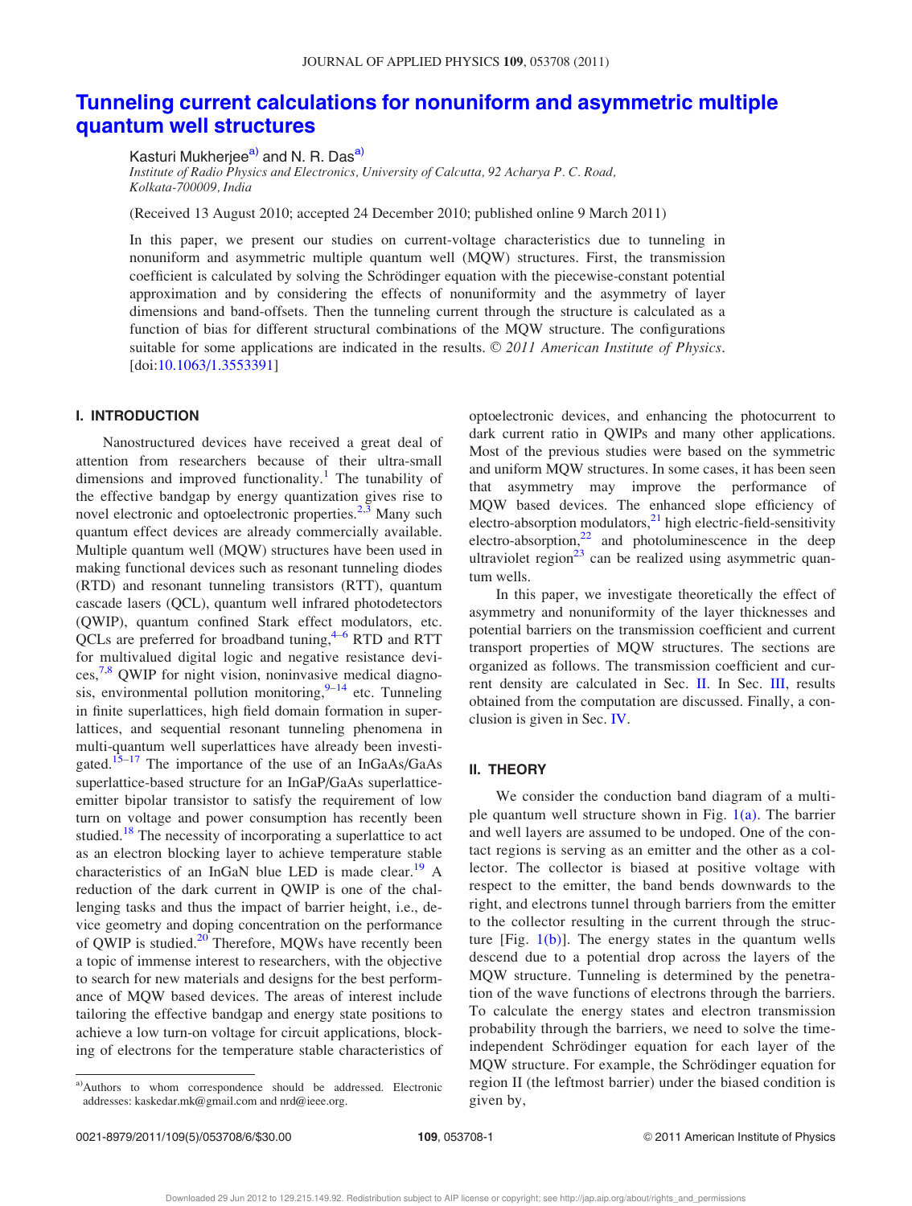# Tunneling current calculations for nonuniform and asymmetric multiple quantum well structures

Kasturi Mukherjee[a] and N. R. Das[a]

*Institute of Radio Physics and Electronics, University of Calcutta, 92 Acharya P. C. Road, Kolkata-700009, India*

(Received 13 August 2010; accepted 24 December 2010; published online 9 March 2011)

In this paper, we present our studies on current-voltage characteristics due to tunneling in nonuniform and asymmetric multiple quantum well (MQW) structures. First, the transmission coefficient is calculated by solving the Schrödinger equation with the piecewise-constant potential approximation and by considering the effects of nonuniformity and the asymmetry of layer dimensions and band-offsets. Then the tunneling current through the structure is calculated as a function of bias for different structural combinations of the MQW structure. The configurations suitable for some applications are indicated in the results. © *2011 American Institute of Physics*. [doi:10.1063/1.3553391]

## I. INTRODUCTION

Nanostructured devices have received a great deal of attention from researchers because of their ultra-small dimensions and improved functionality.[1] The tunability of the effective bandgap by energy quantization gives rise to novel electronic and optoelectronic properties.[2,3] Many such quantum effect devices are already commercially available. Multiple quantum well (MQW) structures have been used in making functional devices such as resonant tunneling diodes (RTD) and resonant tunneling transistors (RTT), quantum cascade lasers (QCL), quantum well infrared photodetectors (QWIP), quantum confined Stark effect modulators, etc. QCLs are preferred for broadband tuning,[4–6] RTD and RTT for multivalued digital logic and negative resistance devices,[7,8] QWIP for night vision, noninvasive medical diagnosis, environmental pollution monitoring,[9–14] etc. Tunneling in finite superlattices, high field domain formation in superlattices, and sequential resonant tunneling phenomena in multi-quantum well superlattices have already been investigated.[15–17] The importance of the use of an InGaAs/GaAs superlattice-based structure for an InGaP/GaAs superlattice-emitter bipolar transistor to satisfy the requirement of low turn on voltage and power consumption has recently been studied.[18] The necessity of incorporating a superlattice to act as an electron blocking layer to achieve temperature stable characteristics of an InGaN blue LED is made clear.[19] A reduction of the dark current in QWIP is one of the challenging tasks and thus the impact of barrier height, i.e., device geometry and doping concentration on the performance of QWIP is studied.[20] Therefore, MQWs have recently been a topic of immense interest to researchers, with the objective to search for new materials and designs for the best performance of MQW based devices. The areas of interest include tailoring the effective bandgap and energy state positions to achieve a low turn-on voltage for circuit applications, blocking of electrons for the temperature stable characteristics of optoelectronic devices, and enhancing the photocurrent to dark current ratio in QWIPs and many other applications. Most of the previous studies were based on the symmetric and uniform MQW structures. In some cases, it has been seen that asymmetry may improve the performance of MQW based devices. The enhanced slope efficiency of electro-absorption modulators,[21] high electric-field-sensitivity electro-absorption,[22] and photoluminescence in the deep ultraviolet region[23] can be realized using asymmetric quantum wells.

In this paper, we investigate theoretically the effect of asymmetry and nonuniformity of the layer thicknesses and potential barriers on the transmission coefficient and current transport properties of MQW structures. The sections are organized as follows. The transmission coefficient and current density are calculated in Sec. II. In Sec. III, results obtained from the computation are discussed. Finally, a conclusion is given in Sec. IV.

## II. THEORY

We consider the conduction band diagram of a multiple quantum well structure shown in Fig. 1(a). The barrier and well layers are assumed to be undoped. One of the contact regions is serving as an emitter and the other as a collector. The collector is biased at positive voltage with respect to the emitter, the band bends downwards to the right, and electrons tunnel through barriers from the emitter to the collector resulting in the current through the structure [Fig. 1(b)]. The energy states in the quantum wells descend due to a potential drop across the layers of the MQW structure. Tunneling is determined by the penetration of the wave functions of electrons through the barriers. To calculate the energy states and electron transmission probability through the barriers, we need to solve the time-independent Schrödinger equation for each layer of the MQW structure. For example, the Schrödinger equation for region II (the leftmost barrier) under the biased condition is given by,

[a]Authors to whom correspondence should be addressed. Electronic addresses: kaskedar.mk@gmail.com and nrd@ieee.org.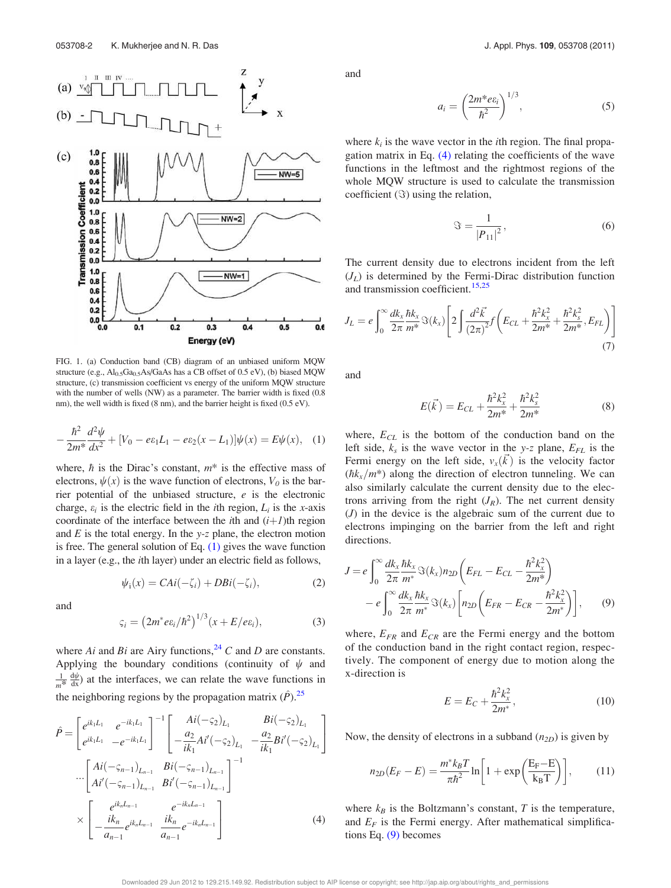FIG. 1. (a) Conduction band (CB) diagram of an unbiased uniform MQW structure (e.g., $Al_{0.5}Ga_{0.5}As$/GaAs has a CB offset of 0.5 eV), (b) biased MQW structure, (c) transmission coefficient vs energy of the uniform MQW structure with the number of wells (NW) as a parameter. The barrier width is fixed (0.8 nm), the well width is fixed (8 nm), and the barrier height is fixed (0.5 eV).

$$-\frac{\hbar^2}{2m^*}\frac{d^2\psi}{dx^2} + [V_0 - e\varepsilon_1 L_1 - e\varepsilon_2(x - L_1)]\psi(x) = E\psi(x), \quad (1)$$

where, $\hbar$ is the Dirac's constant, $m^*$ is the effective mass of electrons, $\psi(x)$ is the wave function of electrons, $V_0$ is the barrier potential of the unbiased structure, $e$ is the electronic charge, $\varepsilon_i$ is the electric field in the $i$th region, $L_i$ is the $x$-axis coordinate of the interface between the $i$th and $(i+1)$th region and $E$ is the total energy. In the $y$-$z$ plane, the electron motion is free. The general solution of Eq. (1) gives the wave function in a layer (e.g., the $i$th layer) under an electric field as follows,

$$\psi_i(x) = CAi(-\zeta_i) + DBi(-\zeta_i), \quad (2)$$

and

$$\varsigma_i = \left(2m^* e\varepsilon_i/\hbar^2\right)^{1/3}(x + E/e\varepsilon_i), \quad (3)$$

where $Ai$ and $Bi$ are Airy functions,[24] $C$ and $D$ are constants. Applying the boundary conditions (continuity of $\psi$ and $\frac{1}{m^*}\frac{d\psi}{dx}$) at the interfaces, we can relate the wave functions in the neighboring regions by the propagation matrix ($\hat{P}$).[25]

$$\hat{P} = \begin{bmatrix} e^{ik_1L_1} & e^{-ik_1L_1} \\ e^{ik_1L_1} & -e^{-ik_1L_1} \end{bmatrix}^{-1} \begin{bmatrix} Ai(-\varsigma_2)_{L_1} & Bi(-\varsigma_2)_{L_1} \\ -\frac{a_2}{ik_1}Ai'(-\varsigma_2)_{L_1} & -\frac{a_2}{ik_1}Bi'(-\varsigma_2)_{L_1} \end{bmatrix}$$
$$\cdots \begin{bmatrix} Ai(-\varsigma_{n-1})_{L_{n-1}} & Bi(-\varsigma_{n-1})_{L_{n-1}} \\ Ai'(-\varsigma_{n-1})_{L_{n-1}} & Bi'(-\varsigma_{n-1})_{L_{n-1}} \end{bmatrix}^{-1}$$
$$\times \begin{bmatrix} e^{ik_nL_{n-1}} & e^{-ik_nL_{n-1}} \\ -\frac{ik_n}{a_{n-1}}e^{ik_nL_{n-1}} & \frac{ik_n}{a_{n-1}}e^{-ik_nL_{n-1}} \end{bmatrix} \quad (4)$$

and

$$a_i = \left(\frac{2m^* e\varepsilon_i}{\hbar^2}\right)^{1/3}, \quad (5)$$

where $k_i$ is the wave vector in the $i$th region. The final propagation matrix in Eq. (4) relating the coefficients of the wave functions in the leftmost and the rightmost regions of the whole MQW structure is used to calculate the transmission coefficient ($\Im$) using the relation,

$$\Im = \frac{1}{|P_{11}|^2}, \quad (6)$$

The current density due to electrons incident from the left ($J_L$) is determined by the Fermi-Dirac distribution function and transmission coefficient.[15,25]

$$J_L = e\int_0^\infty \frac{dk_x}{2\pi}\frac{\hbar k_x}{m^*}\Im(k_x)\left[2\int\frac{d^2\vec{k}}{(2\pi)^2}f\left(E_{CL} + \frac{\hbar^2k_x^2}{2m^*} + \frac{\hbar^2k_s^2}{2m^*}, E_{FL}\right)\right] \quad (7)$$

and

$$E(\vec{k}) = E_{CL} + \frac{\hbar^2k_x^2}{2m^*} + \frac{\hbar^2k_s^2}{2m^*} \quad (8)$$

where, $E_{CL}$ is the bottom of the conduction band on the left side, $k_s$ is the wave vector in the $y$-$z$ plane, $E_{FL}$ is the Fermi energy on the left side, $v_x(\vec{k})$ is the velocity factor ($\hbar k_x/m^*$) along the direction of electron tunneling. We can also similarly calculate the current density due to the electrons arriving from the right ($J_R$). The net current density ($J$) in the device is the algebraic sum of the current due to electrons impinging on the barrier from the left and right directions.

$$J = e\int_0^\infty \frac{dk_x}{2\pi}\frac{\hbar k_x}{m^*}\Im(k_x)n_{2D}\left(E_{FL} - E_{CL} - \frac{\hbar^2k_x^2}{2m^*}\right) - e\int_0^\infty \frac{dk_x}{2\pi}\frac{\hbar k_x}{m^*}\Im(k_x)\left[n_{2D}\left(E_{FR} - E_{CR} - \frac{\hbar^2k_x^2}{2m^*}\right)\right], \quad (9)$$

where, $E_{FR}$ and $E_{CR}$ are the Fermi energy and the bottom of the conduction band in the right contact region, respectively. The component of energy due to motion along the x-direction is

$$E = E_C + \frac{\hbar^2k_x^2}{2m^*}, \quad (10)$$

Now, the density of electrons in a subband ($n_{2D}$) is given by

$$n_{2D}(E_F - E) = \frac{m^*k_BT}{\pi\hbar^2}\ln\left[1 + \exp\left(\frac{E_F - E}{k_BT}\right)\right], \quad (11)$$

where $k_B$ is the Boltzmann's constant, $T$ is the temperature, and $E_F$ is the Fermi energy. After mathematical simplifications Eq. (9) becomes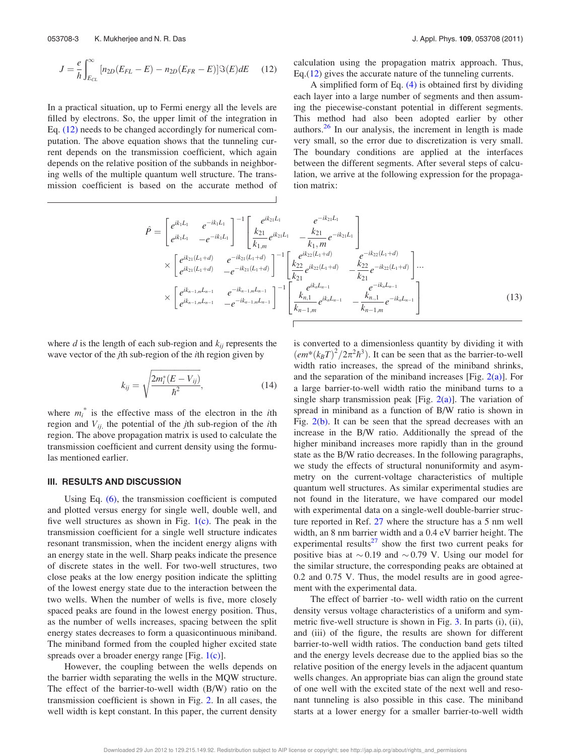$$J = \frac{e}{h}\int_{E_{CL}}^{\infty} [n_{2D}(E_{FL} - E) - n_{2D}(E_{FR} - E)]\Im(E)dE \quad (12)$$

In a practical situation, up to Fermi energy all the levels are filled by electrons. So, the upper limit of the integration in Eq. (12) needs to be changed accordingly for numerical computation. The above equation shows that the tunneling current depends on the transmission coefficient, which again depends on the relative position of the subbands in neighboring wells of the multiple quantum well structure. The transmission coefficient is based on the accurate method of calculation using the propagation matrix approach. Thus, Eq.(12) gives the accurate nature of the tunneling currents.

A simplified form of Eq. (4) is obtained first by dividing each layer into a large number of segments and then assuming the piecewise-constant potential in different segments. This method had also been adopted earlier by other authors.[26] In our analysis, the increment in length is made very small, so the error due to discretization is very small. The boundary conditions are applied at the interfaces between the different segments. After several steps of calculation, we arrive at the following expression for the propagation matrix:

$$\hat{P} = \begin{bmatrix} e^{ik_1L_1} & e^{-ik_1L_1} \\ e^{ik_1L_1} & -e^{-ik_1L_1} \end{bmatrix}^{-1} \begin{bmatrix} e^{ik_{21}L_1} & e^{-ik_{21}L_1} \\ \frac{k_{21}}{k_{1,m}} e^{ik_{21}L_1} & -\frac{k_{21}}{k_{1},m} e^{-ik_{21}L_1} \end{bmatrix}$$
$$\times \begin{bmatrix} e^{ik_{21}(L_1+d)} & e^{-ik_{21}(L_1+d)} \\ e^{ik_{21}(L_1+d)} & -e^{-ik_{21}(L_1+d)} \end{bmatrix}^{-1} \begin{bmatrix} e^{ik_{22}(L_1+d)} & e^{-ik_{22}(L_1+d)} \\ \frac{k_{22}}{k_{21}} e^{ik_{22}(L_1+d)} & -\frac{k_{22}}{k_{21}} e^{-ik_{22}(L_1+d)} \end{bmatrix} \cdots$$
$$\times \begin{bmatrix} e^{ik_{n-1,m}L_{n-1}} & e^{-ik_{n-1,m}L_{n-1}} \\ e^{ik_{n-1,m}L_{n-1}} & -e^{-ik_{n-1,m}L_{n-1}} \end{bmatrix}^{-1} \begin{bmatrix} e^{ik_nL_{n-1}} & e^{-ik_nL_{n-1}} \\ \frac{k_{n,1}}{k_{n-1,m}} e^{ik_nL_{n-1}} & -\frac{k_{n,,1}}{k_{n-1,m}} e^{-ik_nL_{n-1}} \end{bmatrix} \quad (13)$$

where $d$ is the length of each sub-region and $k_{ij}$ represents the wave vector of the $j$th sub-region of the $i$th region given by

$$k_{ij} = \sqrt{\frac{2m_i^*(E - V_{ij})}{\hbar^2}}, \quad (14)$$

where $m_i^*$ is the effective mass of the electron in the $i$th region and $V_{ij,}$ the potential of the $j$th sub-region of the $i$th region. The above propagation matrix is used to calculate the transmission coefficient and current density using the formulas mentioned earlier.

## III. RESULTS AND DISCUSSION

Using Eq. (6), the transmission coefficient is computed and plotted versus energy for single well, double well, and five well structures as shown in Fig. 1(c). The peak in the transmission coefficient for a single well structure indicates resonant transmission, when the incident energy aligns with an energy state in the well. Sharp peaks indicate the presence of discrete states in the well. For two-well structures, two close peaks at the low energy position indicate the splitting of the lowest energy state due to the interaction between the two wells. When the number of wells is five, more closely spaced peaks are found in the lowest energy position. Thus, as the number of wells increases, spacing between the split energy states decreases to form a quasicontinuous miniband. The miniband formed from the coupled higher excited state spreads over a broader energy range [Fig. 1(c)].

However, the coupling between the wells depends on the barrier width separating the wells in the MQW structure. The effect of the barrier-to-well width (B/W) ratio on the transmission coefficient is shown in Fig. 2. In all cases, the well width is kept constant. In this paper, the current density is converted to a dimensionless quantity by dividing it with $(em^*(k_BT)^2/2\pi^2\hbar^3)$. It can be seen that as the barrier-to-well width ratio increases, the spread of the miniband shrinks, and the separation of the miniband increases [Fig. 2(a)]. For a large barrier-to-well width ratio the miniband turns to a single sharp transmission peak [Fig. 2(a)]. The variation of spread in miniband as a function of B/W ratio is shown in Fig. 2(b). It can be seen that the spread decreases with an increase in the B/W ratio. Additionally the spread of the higher miniband increases more rapidly than in the ground state as the B/W ratio decreases. In the following paragraphs, we study the effects of structural nonuniformity and asymmetry on the current-voltage characteristics of multiple quantum well structures. As similar experimental studies are not found in the literature, we have compared our model with experimental data on a single-well double-barrier structure reported in Ref. 27 where the structure has a 5 nm well width, an 8 nm barrier width and a 0.4 eV barrier height. The experimental results[27] show the first two current peaks for positive bias at ∼0.19 and ∼0.79 V. Using our model for the similar structure, the corresponding peaks are obtained at 0.2 and 0.75 V. Thus, the model results are in good agreement with the experimental data.

The effect of barrier -to- well width ratio on the current density versus voltage characteristics of a uniform and symmetric five-well structure is shown in Fig. 3. In parts (i), (ii), and (iii) of the figure, the results are shown for different barrier-to-well width ratios. The conduction band gets tilted and the energy levels decrease due to the applied bias so the relative position of the energy levels in the adjacent quantum wells changes. An appropriate bias can align the ground state of one well with the excited state of the next well and resonant tunneling is also possible in this case. The miniband starts at a lower energy for a smaller barrier-to-well width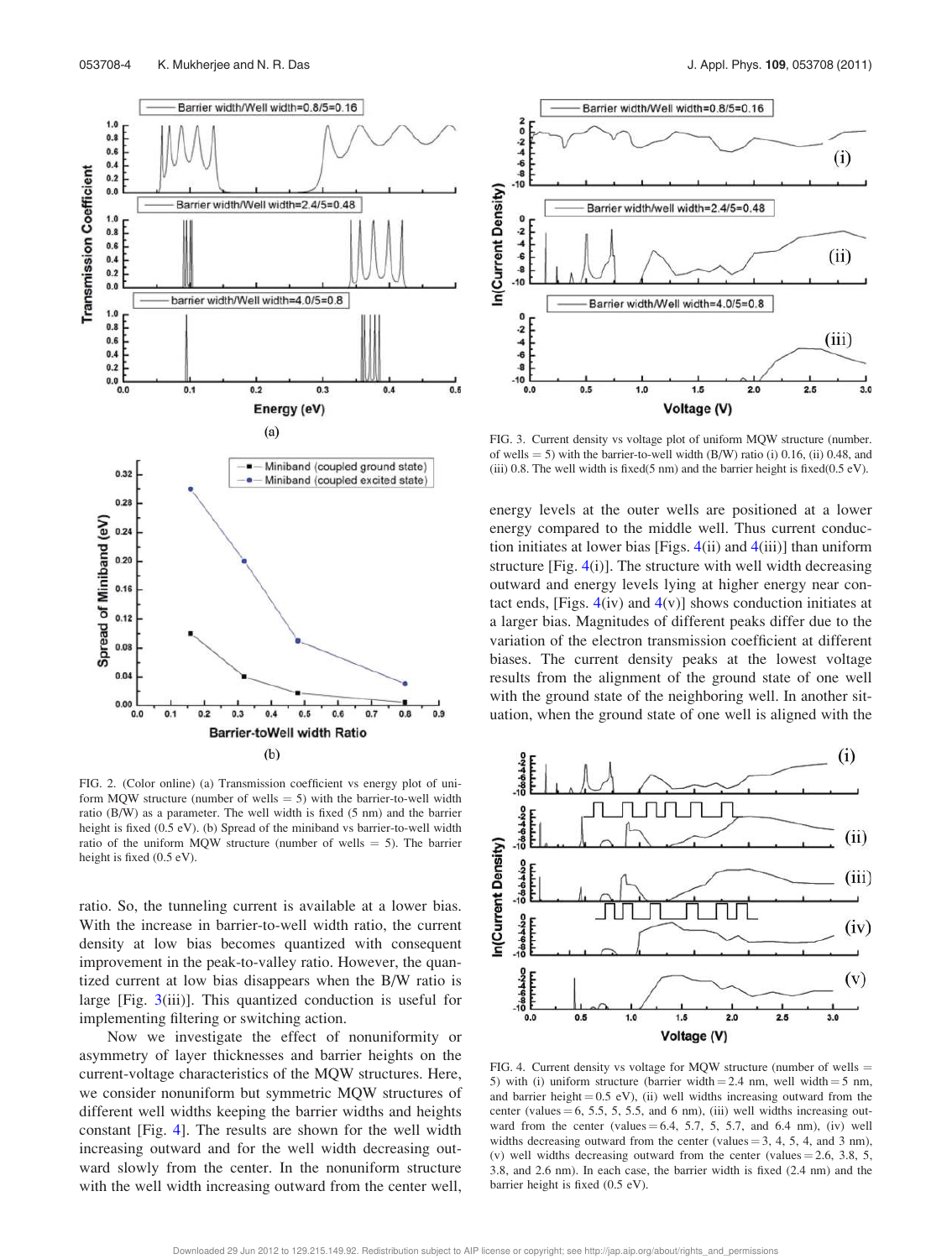FIG. 2. (Color online) (a) Transmission coefficient vs energy plot of uniform MQW structure (number of wells = 5) with the barrier-to-well width ratio (B/W) as a parameter. The well width is fixed (5 nm) and the barrier height is fixed (0.5 eV). (b) Spread of the miniband vs barrier-to-well width ratio of the uniform MQW structure (number of wells = 5). The barrier height is fixed (0.5 eV).

ratio. So, the tunneling current is available at a lower bias. With the increase in barrier-to-well width ratio, the current density at low bias becomes quantized with consequent improvement in the peak-to-valley ratio. However, the quantized current at low bias disappears when the B/W ratio is large [Fig. 3(iii)]. This quantized conduction is useful for implementing filtering or switching action.

Now we investigate the effect of nonuniformity or asymmetry of layer thicknesses and barrier heights on the current-voltage characteristics of the MQW structures. Here, we consider nonuniform but symmetric MQW structures of different well widths keeping the barrier widths and heights constant [Fig. 4]. The results are shown for the well width increasing outward and for the well width decreasing outward slowly from the center. In the nonuniform structure with the well width increasing outward from the center well, energy levels at the outer wells are positioned at a lower energy compared to the middle well. Thus current conduction initiates at lower bias [Figs. 4(ii) and 4(iii)] than uniform structure [Fig. 4(i)]. The structure with well width decreasing outward and energy levels lying at higher energy near contact ends, [Figs. 4(iv) and 4(v)] shows conduction initiates at a larger bias. Magnitudes of different peaks differ due to the variation of the electron transmission coefficient at different biases. The current density peaks at the lowest voltage results from the alignment of the ground state of one well with the ground state of the neighboring well. In another situation, when the ground state of one well is aligned with the

FIG. 3. Current density vs voltage plot of uniform MQW structure (number. of wells = 5) with the barrier-to-well width (B/W) ratio (i) 0.16, (ii) 0.48, and (iii) 0.8. The well width is fixed(5 nm) and the barrier height is fixed(0.5 eV).

FIG. 4. Current density vs voltage for MQW structure (number of wells = 5) with (i) uniform structure (barrier width = 2.4 nm, well width = 5 nm, and barrier height = 0.5 eV), (ii) well widths increasing outward from the center (values = 6, 5.5, 5, 5.5, and 6 nm), (iii) well widths increasing outward from the center (values = 6.4, 5.7, 5, 5.7, and 6.4 nm), (iv) well widths decreasing outward from the center (values = 3, 4, 5, 4, and 3 nm), (v) well widths decreasing outward from the center (values = 2.6, 3.8, 5, 3.8, and 2.6 nm). In each case, the barrier width is fixed (2.4 nm) and the barrier height is fixed (0.5 eV).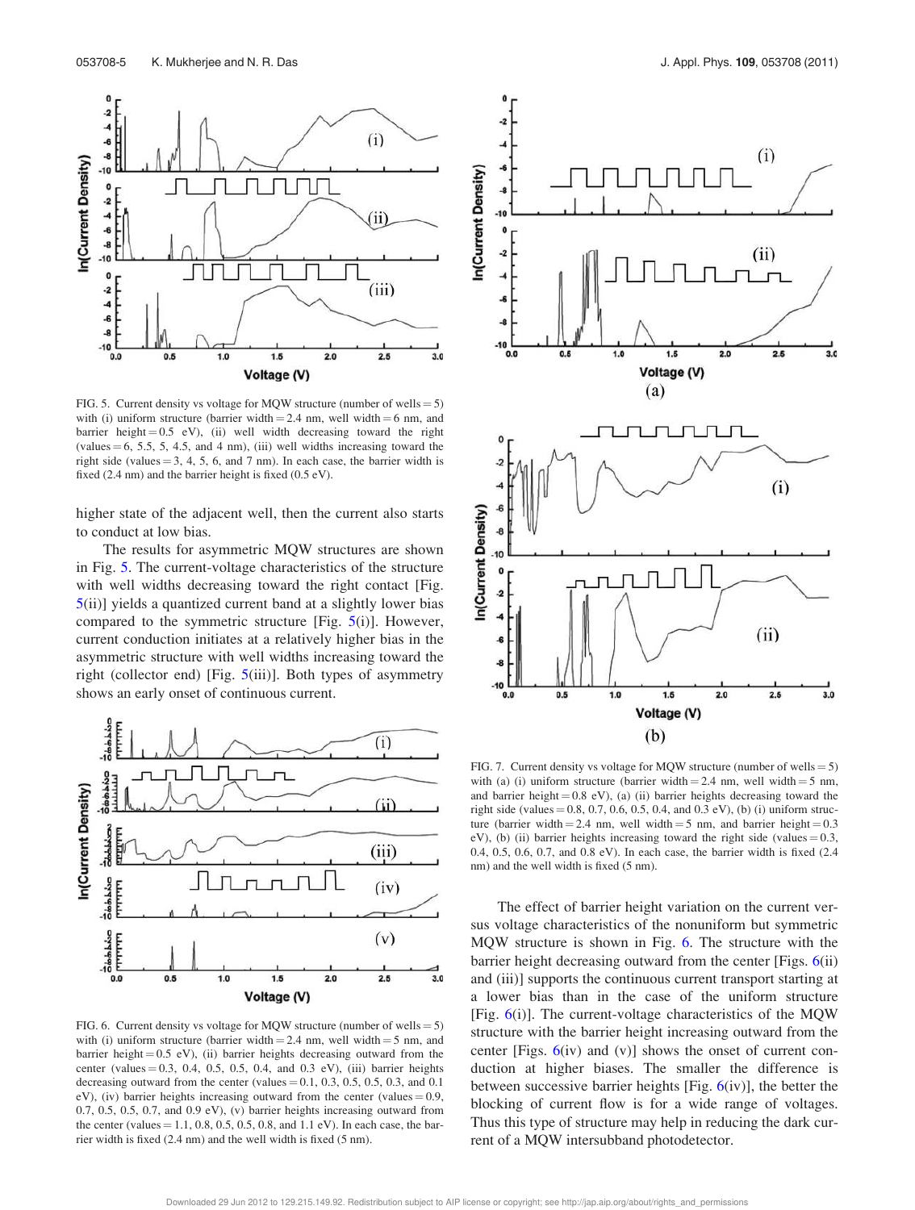FIG. 5. Current density vs voltage for MQW structure (number of wells = 5) with (i) uniform structure (barrier width = 2.4 nm, well width = 6 nm, and barrier height = 0.5 eV), (ii) well width decreasing toward the right (values = 6, 5.5, 5, 4.5, and 4 nm), (iii) well widths increasing toward the right side (values = 3, 4, 5, 6, and 7 nm). In each case, the barrier width is fixed (2.4 nm) and the barrier height is fixed (0.5 eV).

higher state of the adjacent well, then the current also starts to conduct at low bias.

The results for asymmetric MQW structures are shown in Fig. 5. The current-voltage characteristics of the structure with well widths decreasing toward the right contact [Fig. 5(ii)] yields a quantized current band at a slightly lower bias compared to the symmetric structure [Fig. 5(i)]. However, current conduction initiates at a relatively higher bias in the asymmetric structure with well widths increasing toward the right (collector end) [Fig. 5(iii)]. Both types of asymmetry shows an early onset of continuous current.

FIG. 6. Current density vs voltage for MQW structure (number of wells = 5) with (i) uniform structure (barrier width = 2.4 nm, well width = 5 nm, and barrier height = 0.5 eV), (ii) barrier heights decreasing outward from the center (values = 0.3, 0.4, 0.5, 0.5, 0.4, and 0.3 eV), (iii) barrier heights decreasing outward from the center (values = 0.1, 0.3, 0.5, 0.5, 0.3, and 0.1 eV), (iv) barrier heights increasing outward from the center (values = 0.9, 0.7, 0.5, 0.5, 0.7, and 0.9 eV), (v) barrier heights increasing outward from the center (values = 1.1, 0.8, 0.5, 0.5, 0.8, and 1.1 eV). In each case, the barrier width is fixed (2.4 nm) and the well width is fixed (5 nm).

FIG. 7. Current density vs voltage for MQW structure (number of wells = 5) with (a) (i) uniform structure (barrier width = 2.4 nm, well width = 5 nm, and barrier height = 0.8 eV), (a) (ii) barrier heights decreasing toward the right side (values = 0.8, 0.7, 0.6, 0.5, 0.4, and 0.3 eV), (b) (i) uniform structure (barrier width = 2.4 nm, well width = 5 nm, and barrier height = 0.3 eV), (b) (ii) barrier heights increasing toward the right side (values = 0.3, 0.4, 0.5, 0.6, 0.7, and 0.8 eV). In each case, the barrier width is fixed (2.4 nm) and the well width is fixed (5 nm).

The effect of barrier height variation on the current versus voltage characteristics of the nonuniform but symmetric MQW structure is shown in Fig. 6. The structure with the barrier height decreasing outward from the center [Figs. 6(ii) and (iii)] supports the continuous current transport starting at a lower bias than in the case of the uniform structure [Fig. 6(i)]. The current-voltage characteristics of the MQW structure with the barrier height increasing outward from the center [Figs. 6(iv) and (v)] shows the onset of current conduction at higher biases. The smaller the difference is between successive barrier heights [Fig. 6(iv)], the better the blocking of current flow is for a wide range of voltages. Thus this type of structure may help in reducing the dark current of a MQW intersubband photodetector.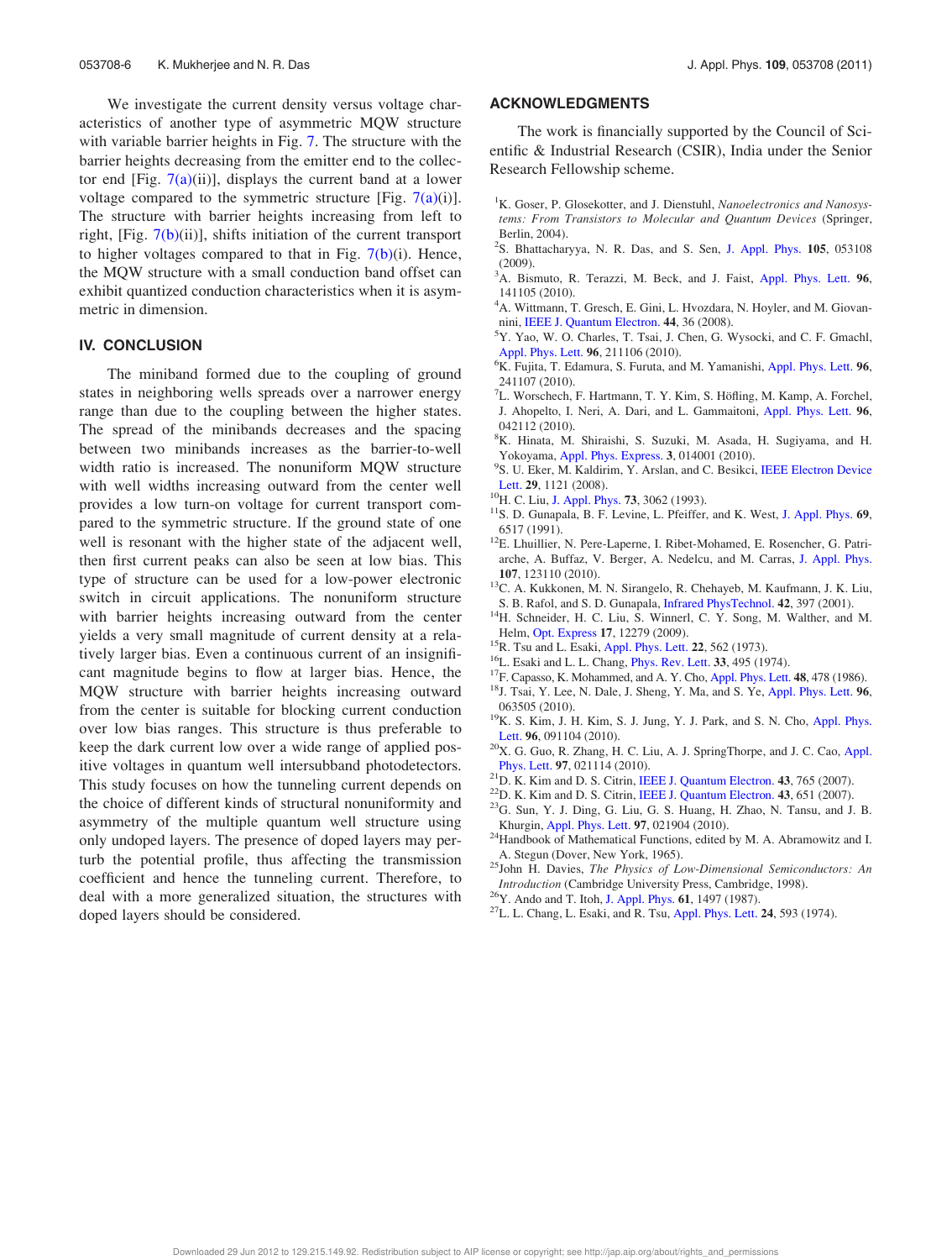We investigate the current density versus voltage characteristics of another type of asymmetric MQW structure with variable barrier heights in Fig. 7. The structure with the barrier heights decreasing from the emitter end to the collector end [Fig. 7(a)(ii)], displays the current band at a lower voltage compared to the symmetric structure [Fig. 7(a)(i)]. The structure with barrier heights increasing from left to right, [Fig. 7(b)(ii)], shifts initiation of the current transport to higher voltages compared to that in Fig. 7(b)(i). Hence, the MQW structure with a small conduction band offset can exhibit quantized conduction characteristics when it is asymmetric in dimension.

## IV. CONCLUSION

The miniband formed due to the coupling of ground states in neighboring wells spreads over a narrower energy range than due to the coupling between the higher states. The spread of the minibands decreases and the spacing between two minibands increases as the barrier-to-well width ratio is increased. The nonuniform MQW structure with well widths increasing outward from the center well provides a low turn-on voltage for current transport compared to the symmetric structure. If the ground state of one well is resonant with the higher state of the adjacent well, then first current peaks can also be seen at low bias. This type of structure can be used for a low-power electronic switch in circuit applications. The nonuniform structure with barrier heights increasing outward from the center yields a very small magnitude of current density at a relatively larger bias. Even a continuous current of an insignificant magnitude begins to flow at larger bias. Hence, the MQW structure with barrier heights increasing outward from the center is suitable for blocking current conduction over low bias ranges. This structure is thus preferable to keep the dark current low over a wide range of applied positive voltages in quantum well intersubband photodetectors. This study focuses on how the tunneling current depends on the choice of different kinds of structural nonuniformity and asymmetry of the multiple quantum well structure using only undoped layers. The presence of doped layers may perturb the potential profile, thus affecting the transmission coefficient and hence the tunneling current. Therefore, to deal with a more generalized situation, the structures with doped layers should be considered.

## ACKNOWLEDGMENTS

The work is financially supported by the Council of Scientific & Industrial Research (CSIR), India under the Senior Research Fellowship scheme.

[1] K. Goser, P. Glosekotter, and J. Dienstuhl, *Nanoelectronics and Nanosystems: From Transistors to Molecular and Quantum Devices* (Springer, Berlin, 2004).

[2] S. Bhattacharyya, N. R. Das, and S. Sen, J. Appl. Phys. **105**, 053108 (2009).

[3] A. Bismuto, R. Terazzi, M. Beck, and J. Faist, Appl. Phys. Lett. **96**, 141105 (2010).

[4] A. Wittmann, T. Gresch, E. Gini, L. Hvozdara, N. Hoyler, and M. Giovannini, IEEE J. Quantum Electron. **44**, 36 (2008).

[5] Y. Yao, W. O. Charles, T. Tsai, J. Chen, G. Wysocki, and C. F. Gmachl, Appl. Phys. Lett. **96**, 211106 (2010).

[6] K. Fujita, T. Edamura, S. Furuta, and M. Yamanishi, Appl. Phys. Lett. **96**, 241107 (2010).

[7] L. Worschech, F. Hartmann, T. Y. Kim, S. Höfling, M. Kamp, A. Forchel, J. Ahopelto, I. Neri, A. Dari, and L. Gammaitoni, Appl. Phys. Lett. **96**, 042112 (2010).

[8] K. Hinata, M. Shiraishi, S. Suzuki, M. Asada, H. Sugiyama, and H. Yokoyama, Appl. Phys. Express. **3**, 014001 (2010).

[9] S. U. Eker, M. Kaldirim, Y. Arslan, and C. Besikci, IEEE Electron Device Lett. **29**, 1121 (2008).

[10] H. C. Liu, J. Appl. Phys. **73**, 3062 (1993).

[11] S. D. Gunapala, B. F. Levine, L. Pfeiffer, and K. West, J. Appl. Phys. **69**, 6517 (1991).

[12] E. Lhuillier, N. Pere-Laperne, I. Ribet-Mohamed, E. Rosencher, G. Patriarche, A. Buffaz, V. Berger, A. Nedelcu, and M. Carras, J. Appl. Phys. **107**, 123110 (2010).

[13] C. A. Kukkonen, M. N. Sirangelo, R. Chehayeb, M. Kaufmann, J. K. Liu, S. B. Rafol, and S. D. Gunapala, Infrared PhysTechnol. **42**, 397 (2001).

[14] H. Schneider, H. C. Liu, S. Winnerl, C. Y. Song, M. Walther, and M. Helm, Opt. Express **17**, 12279 (2009).

[15] R. Tsu and L. Esaki, Appl. Phys. Lett. **22**, 562 (1973).

[16] L. Esaki and L. L. Chang, Phys. Rev. Lett. **33**, 495 (1974).

[17] F. Capasso, K. Mohammed, and A. Y. Cho, Appl. Phys. Lett. **48**, 478 (1986).

[18] J. Tsai, Y. Lee, N. Dale, J. Sheng, Y. Ma, and S. Ye, Appl. Phys. Lett. **96**, 063505 (2010).

[19] K. S. Kim, J. H. Kim, S. J. Jung, Y. J. Park, and S. N. Cho, Appl. Phys. Lett. **96**, 091104 (2010).

[20] X. G. Guo, R. Zhang, H. C. Liu, A. J. SpringThorpe, and J. C. Cao, Appl. Phys. Lett. **97**, 021114 (2010).

[21] D. K. Kim and D. S. Citrin, IEEE J. Quantum Electron. **43**, 765 (2007).

[22] D. K. Kim and D. S. Citrin, IEEE J. Quantum Electron. **43**, 651 (2007).

[23] G. Sun, Y. J. Ding, G. Liu, G. S. Huang, H. Zhao, N. Tansu, and J. B. Khurgin, Appl. Phys. Lett. **97**, 021904 (2010).

[24] Handbook of Mathematical Functions, edited by M. A. Abramowitz and I. A. Stegun (Dover, New York, 1965).

[25] John H. Davies, *The Physics of Low-Dimensional Semiconductors: An Introduction* (Cambridge University Press, Cambridge, 1998).

[26] Y. Ando and T. Itoh, J. Appl. Phys. **61**, 1497 (1987).

[27] L. L. Chang, L. Esaki, and R. Tsu, Appl. Phys. Lett. **24**, 593 (1974).